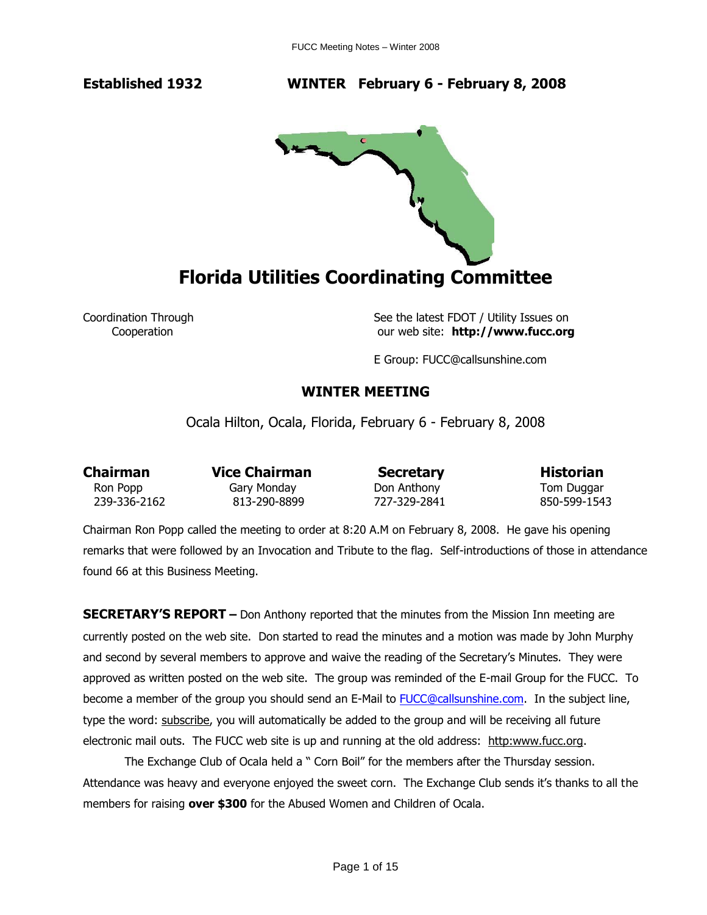**Established 1932** **WINTER February 6 - February 8, 2008**

# Florida Utilities Coordinating Committee

Coordination Through Cooperation

See the latest FDOT / Utility Issues on our web site: **http://www.fucc.org**

E Group: FUCC@callsunshine.com

## WINTER MEETING

Ocala Hilton, Ocala, Florida, February 6 - February 8, 2008

| **Chairman** | **Vice Chairman** | **Secretary** | **Historian** |
|---|---|---|---|
| Ron Popp | Gary Monday | Don Anthony | Tom Duggar |
| 239-336-2162 | 813-290-8899 | 727-329-2841 | 850-599-1543 |

Chairman Ron Popp called the meeting to order at 8:20 A.M on February 8, 2008. He gave his opening remarks that were followed by an Invocation and Tribute to the flag. Self-introductions of those in attendance found 66 at this Business Meeting.

**SECRETARY'S REPORT –** Don Anthony reported that the minutes from the Mission Inn meeting are currently posted on the web site. Don started to read the minutes and a motion was made by John Murphy and second by several members to approve and waive the reading of the Secretary's Minutes. They were approved as written posted on the web site. The group was reminded of the E-mail Group for the FUCC. To become a member of the group you should send an E-Mail to FUCC@callsunshine.com. In the subject line, type the word: subscribe, you will automatically be added to the group and will be receiving all future electronic mail outs. The FUCC web site is up and running at the old address: http:www.fucc.org.

The Exchange Club of Ocala held a " Corn Boil" for the members after the Thursday session. Attendance was heavy and everyone enjoyed the sweet corn. The Exchange Club sends it's thanks to all the members for raising **over $300** for the Abused Women and Children of Ocala.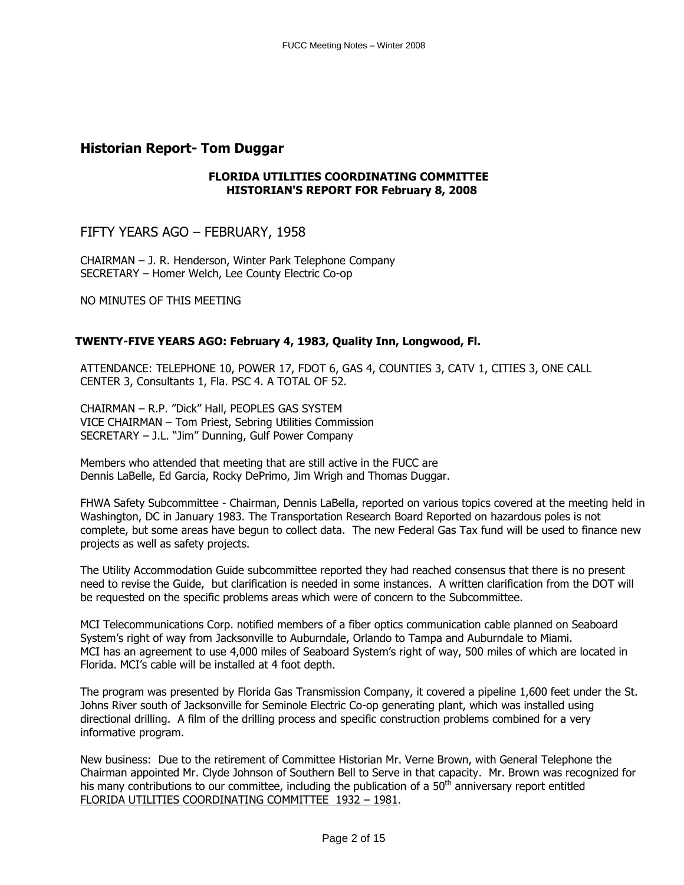## Historian Report- Tom Duggar

**FLORIDA UTILITIES COORDINATING COMMITTEE**
**HISTORIAN'S REPORT FOR February 8, 2008**

### FIFTY YEARS AGO – FEBRUARY, 1958

CHAIRMAN – J. R. Henderson, Winter Park Telephone Company
SECRETARY – Homer Welch, Lee County Electric Co-op

NO MINUTES OF THIS MEETING

### TWENTY-FIVE YEARS AGO: February 4, 1983, Quality Inn, Longwood, Fl.

ATTENDANCE: TELEPHONE 10, POWER 17, FDOT 6, GAS 4, COUNTIES 3, CATV 1, CITIES 3, ONE CALL CENTER 3, Consultants 1, Fla. PSC 4. A TOTAL OF 52.

CHAIRMAN – R.P. "Dick" Hall, PEOPLES GAS SYSTEM
VICE CHAIRMAN – Tom Priest, Sebring Utilities Commission
SECRETARY – J.L. "Jim" Dunning, Gulf Power Company

Members who attended that meeting that are still active in the FUCC are Dennis LaBelle, Ed Garcia, Rocky DePrimo, Jim Wrigh and Thomas Duggar.

FHWA Safety Subcommittee - Chairman, Dennis LaBella, reported on various topics covered at the meeting held in Washington, DC in January 1983. The Transportation Research Board Reported on hazardous poles is not complete, but some areas have begun to collect data. The new Federal Gas Tax fund will be used to finance new projects as well as safety projects.

The Utility Accommodation Guide subcommittee reported they had reached consensus that there is no present need to revise the Guide, but clarification is needed in some instances. A written clarification from the DOT will be requested on the specific problems areas which were of concern to the Subcommittee.

MCI Telecommunications Corp. notified members of a fiber optics communication cable planned on Seaboard System's right of way from Jacksonville to Auburndale, Orlando to Tampa and Auburndale to Miami. MCI has an agreement to use 4,000 miles of Seaboard System's right of way, 500 miles of which are located in Florida. MCI's cable will be installed at 4 foot depth.

The program was presented by Florida Gas Transmission Company, it covered a pipeline 1,600 feet under the St. Johns River south of Jacksonville for Seminole Electric Co-op generating plant, which was installed using directional drilling. A film of the drilling process and specific construction problems combined for a very informative program.

New business: Due to the retirement of Committee Historian Mr. Verne Brown, with General Telephone the Chairman appointed Mr. Clyde Johnson of Southern Bell to Serve in that capacity. Mr. Brown was recognized for his many contributions to our committee, including the publication of a 50th anniversary report entitled FLORIDA UTILITIES COORDINATING COMMITTEE 1932 – 1981.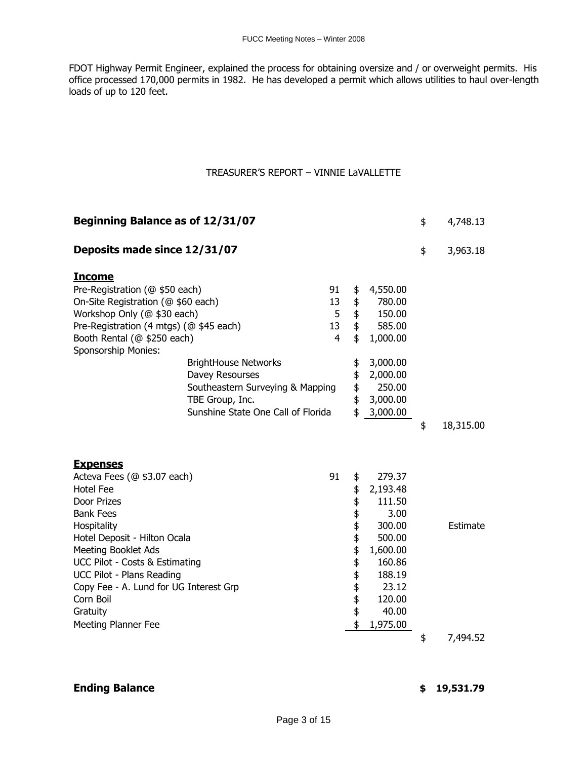FDOT Highway Permit Engineer, explained the process for obtaining oversize and / or overweight permits. His office processed 170,000 permits in 1982. He has developed a permit which allows utilities to haul over-length loads of up to 120 feet.

## TREASURER'S REPORT – VINNIE LaVALLETTE

| | | | |
|---|---|---|---|
| **Beginning Balance as of 12/31/07** | | | $ 4,748.13 |
| **Deposits made since 12/31/07** | | | $ 3,963.18 |
| **<u>Income</u>** | | | |
| Pre-Registration (@ $50 each) | 91 | $ 4,550.00 | |
| On-Site Registration (@ $60 each) | 13 | $ 780.00 | |
| Workshop Only (@ $30 each) | 5 | $ 150.00 | |
| Pre-Registration (4 mtgs) (@ $45 each) | 13 | $ 585.00 | |
| Booth Rental (@ $250 each) | 4 | $ 1,000.00 | |
| Sponsorship Monies: | | | |
| BrightHouse Networks | | $ 3,000.00 | |
| Davey Resourses | | $ 2,000.00 | |
| Southeastern Surveying & Mapping | | $ 250.00 | |
| TBE Group, Inc. | | $ 3,000.00 | |
| Sunshine State One Call of Florida | | $ 3,000.00 | |
| | | | $ 18,315.00 |
| **<u>Expenses</u>** | | | |
| Acteva Fees (@ $3.07 each) | 91 | $ 279.37 | |
| Hotel Fee | | $ 2,193.48 | |
| Door Prizes | | $ 111.50 | |
| Bank Fees | | $ 3.00 | |
| Hospitality | | $ 300.00 | Estimate |
| Hotel Deposit - Hilton Ocala | | $ 500.00 | |
| Meeting Booklet Ads | | $ 1,600.00 | |
| UCC Pilot - Costs & Estimating | | $ 160.86 | |
| UCC Pilot - Plans Reading | | $ 188.19 | |
| Copy Fee - A. Lund for UG Interest Grp | | $ 23.12 | |
| Corn Boil | | $ 120.00 | |
| Gratuity | | $ 40.00 | |
| Meeting Planner Fee | | $ 1,975.00 | |
| | | | $ 7,494.52 |
| **Ending Balance** | | | **$ 19,531.79** |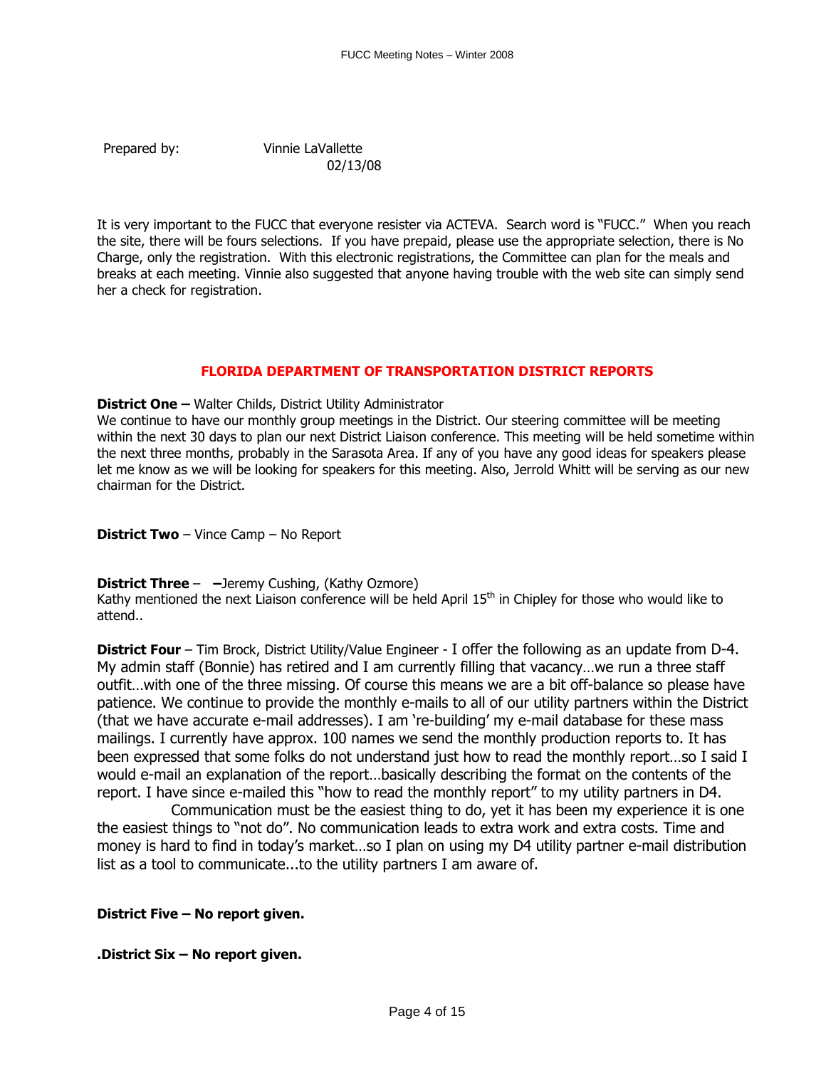Prepared by: Vinnie LaVallette
02/13/08

It is very important to the FUCC that everyone resister via ACTEVA. Search word is "FUCC." When you reach the site, there will be fours selections. If you have prepaid, please use the appropriate selection, there is No Charge, only the registration. With this electronic registrations, the Committee can plan for the meals and breaks at each meeting. Vinnie also suggested that anyone having trouble with the web site can simply send her a check for registration.

## FLORIDA DEPARTMENT OF TRANSPORTATION DISTRICT REPORTS

**District One –** Walter Childs, District Utility Administrator
We continue to have our monthly group meetings in the District. Our steering committee will be meeting within the next 30 days to plan our next District Liaison conference. This meeting will be held sometime within the next three months, probably in the Sarasota Area. If any of you have any good ideas for speakers please let me know as we will be looking for speakers for this meeting. Also, Jerrold Whitt will be serving as our new chairman for the District.

**District Two** – Vince Camp – No Report

**District Three** – –Jeremy Cushing, (Kathy Ozmore)
Kathy mentioned the next Liaison conference will be held April 15th in Chipley for those who would like to attend..

**District Four** – Tim Brock, District Utility/Value Engineer - I offer the following as an update from D-4. My admin staff (Bonnie) has retired and I am currently filling that vacancy…we run a three staff outfit…with one of the three missing. Of course this means we are a bit off-balance so please have patience. We continue to provide the monthly e-mails to all of our utility partners within the District (that we have accurate e-mail addresses). I am 're-building' my e-mail database for these mass mailings. I currently have approx. 100 names we send the monthly production reports to. It has been expressed that some folks do not understand just how to read the monthly report…so I said I would e-mail an explanation of the report…basically describing the format on the contents of the report. I have since e-mailed this "how to read the monthly report" to my utility partners in D4.

Communication must be the easiest thing to do, yet it has been my experience it is one the easiest things to "not do". No communication leads to extra work and extra costs. Time and money is hard to find in today's market…so I plan on using my D4 utility partner e-mail distribution list as a tool to communicate...to the utility partners I am aware of.

**District Five – No report given.**

**.District Six – No report given.**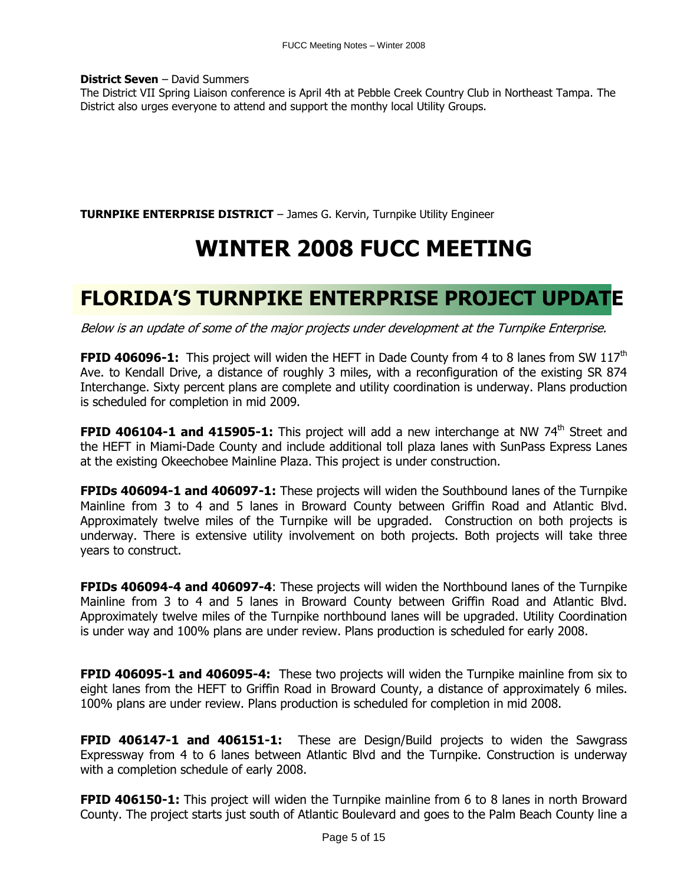**District Seven** – David Summers
The District VII Spring Liaison conference is April 4th at Pebble Creek Country Club in Northeast Tampa. The District also urges everyone to attend and support the monthy local Utility Groups.

**TURNPIKE ENTERPRISE DISTRICT** – James G. Kervin, Turnpike Utility Engineer

# WINTER 2008 FUCC MEETING

## FLORIDA'S TURNPIKE ENTERPRISE PROJECT UPDATE

*Below is an update of some of the major projects under development at the Turnpike Enterprise.*

**FPID 406096-1:** This project will widen the HEFT in Dade County from 4 to 8 lanes from SW 117th Ave. to Kendall Drive, a distance of roughly 3 miles, with a reconfiguration of the existing SR 874 Interchange. Sixty percent plans are complete and utility coordination is underway. Plans production is scheduled for completion in mid 2009.

**FPID 406104-1 and 415905-1:** This project will add a new interchange at NW 74th Street and the HEFT in Miami-Dade County and include additional toll plaza lanes with SunPass Express Lanes at the existing Okeechobee Mainline Plaza. This project is under construction.

**FPIDs 406094-1 and 406097-1:** These projects will widen the Southbound lanes of the Turnpike Mainline from 3 to 4 and 5 lanes in Broward County between Griffin Road and Atlantic Blvd. Approximately twelve miles of the Turnpike will be upgraded. Construction on both projects is underway. There is extensive utility involvement on both projects. Both projects will take three years to construct.

**FPIDs 406094-4 and 406097-4**: These projects will widen the Northbound lanes of the Turnpike Mainline from 3 to 4 and 5 lanes in Broward County between Griffin Road and Atlantic Blvd. Approximately twelve miles of the Turnpike northbound lanes will be upgraded. Utility Coordination is under way and 100% plans are under review. Plans production is scheduled for early 2008.

**FPID 406095-1 and 406095-4:** These two projects will widen the Turnpike mainline from six to eight lanes from the HEFT to Griffin Road in Broward County, a distance of approximately 6 miles. 100% plans are under review. Plans production is scheduled for completion in mid 2008.

**FPID 406147-1 and 406151-1:** These are Design/Build projects to widen the Sawgrass Expressway from 4 to 6 lanes between Atlantic Blvd and the Turnpike. Construction is underway with a completion schedule of early 2008.

**FPID 406150-1:** This project will widen the Turnpike mainline from 6 to 8 lanes in north Broward County. The project starts just south of Atlantic Boulevard and goes to the Palm Beach County line a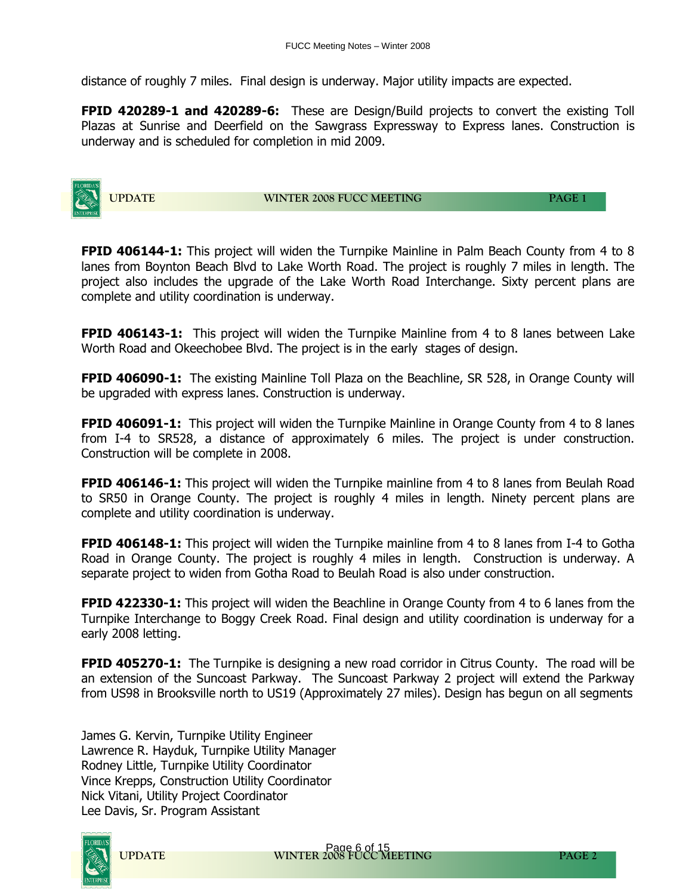distance of roughly 7 miles. Final design is underway. Major utility impacts are expected.

**FPID 420289-1 and 420289-6:** These are Design/Build projects to convert the existing Toll Plazas at Sunrise and Deerfield on the Sawgrass Expressway to Express lanes. Construction is underway and is scheduled for completion in mid 2009.

**FPID 406144-1:** This project will widen the Turnpike Mainline in Palm Beach County from 4 to 8 lanes from Boynton Beach Blvd to Lake Worth Road. The project is roughly 7 miles in length. The project also includes the upgrade of the Lake Worth Road Interchange. Sixty percent plans are complete and utility coordination is underway.

**FPID 406143-1:** This project will widen the Turnpike Mainline from 4 to 8 lanes between Lake Worth Road and Okeechobee Blvd. The project is in the early stages of design.

**FPID 406090-1:** The existing Mainline Toll Plaza on the Beachline, SR 528, in Orange County will be upgraded with express lanes. Construction is underway.

**FPID 406091-1:** This project will widen the Turnpike Mainline in Orange County from 4 to 8 lanes from I-4 to SR528, a distance of approximately 6 miles. The project is under construction. Construction will be complete in 2008.

**FPID 406146-1:** This project will widen the Turnpike mainline from 4 to 8 lanes from Beulah Road to SR50 in Orange County. The project is roughly 4 miles in length. Ninety percent plans are complete and utility coordination is underway.

**FPID 406148-1:** This project will widen the Turnpike mainline from 4 to 8 lanes from I-4 to Gotha Road in Orange County. The project is roughly 4 miles in length. Construction is underway. A separate project to widen from Gotha Road to Beulah Road is also under construction.

**FPID 422330-1:** This project will widen the Beachline in Orange County from 4 to 6 lanes from the Turnpike Interchange to Boggy Creek Road. Final design and utility coordination is underway for a early 2008 letting.

**FPID 405270-1:** The Turnpike is designing a new road corridor in Citrus County. The road will be an extension of the Suncoast Parkway. The Suncoast Parkway 2 project will extend the Parkway from US98 in Brooksville north to US19 (Approximately 27 miles). Design has begun on all segments

James G. Kervin, Turnpike Utility Engineer
Lawrence R. Hayduk, Turnpike Utility Manager
Rodney Little, Turnpike Utility Coordinator
Vince Krepps, Construction Utility Coordinator
Nick Vitani, Utility Project Coordinator
Lee Davis, Sr. Program Assistant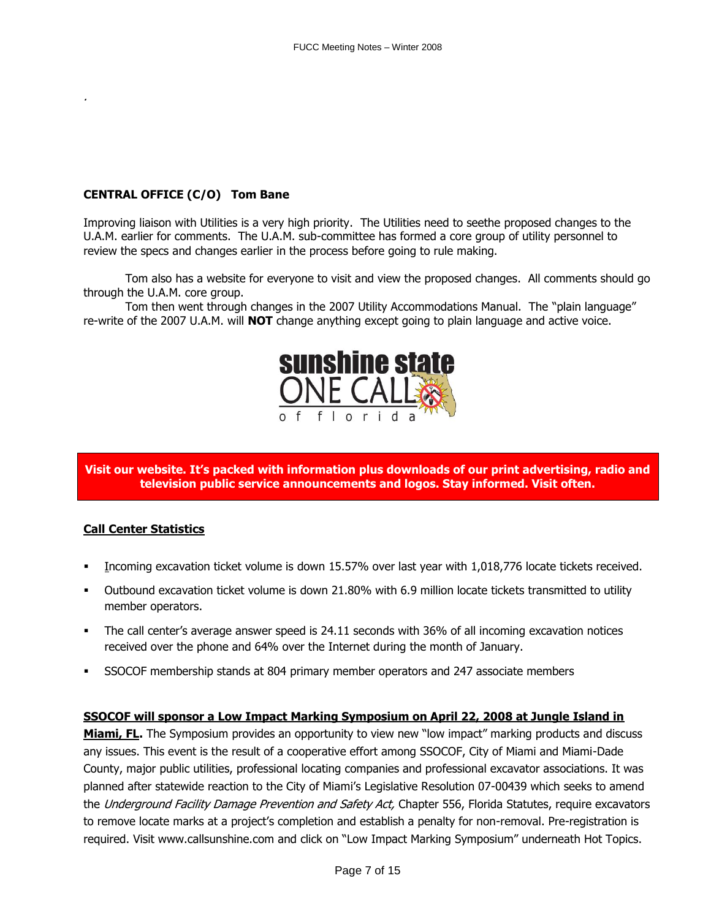**CENTRAL OFFICE (C/O) Tom Bane**

Improving liaison with Utilities is a very high priority. The Utilities need to seethe proposed changes to the U.A.M. earlier for comments. The U.A.M. sub-committee has formed a core group of utility personnel to review the specs and changes earlier in the process before going to rule making.

Tom also has a website for everyone to visit and view the proposed changes. All comments should go through the U.A.M. core group.

Tom then went through changes in the 2007 Utility Accommodations Manual. The "plain language" re-write of the 2007 U.A.M. will **NOT** change anything except going to plain language and active voice.

sunshine state ONE CALL of florida

**Visit our website. It's packed with information plus downloads of our print advertising, radio and television public service announcements and logos. Stay informed. Visit often.**

## Call Center Statistics

- Incoming excavation ticket volume is down 15.57% over last year with 1,018,776 locate tickets received.
- Outbound excavation ticket volume is down 21.80% with 6.9 million locate tickets transmitted to utility member operators.
- The call center's average answer speed is 24.11 seconds with 36% of all incoming excavation notices received over the phone and 64% over the Internet during the month of January.
- SSOCOF membership stands at 804 primary member operators and 247 associate members

**SSOCOF will sponsor a Low Impact Marking Symposium on April 22, 2008 at Jungle Island in Miami, FL.** The Symposium provides an opportunity to view new "low impact" marking products and discuss any issues. This event is the result of a cooperative effort among SSOCOF, City of Miami and Miami-Dade County, major public utilities, professional locating companies and professional excavator associations. It was planned after statewide reaction to the City of Miami's Legislative Resolution 07-00439 which seeks to amend the *Underground Facility Damage Prevention and Safety Act,* Chapter 556, Florida Statutes, require excavators to remove locate marks at a project's completion and establish a penalty for non-removal. Pre-registration is required. Visit www.callsunshine.com and click on "Low Impact Marking Symposium" underneath Hot Topics.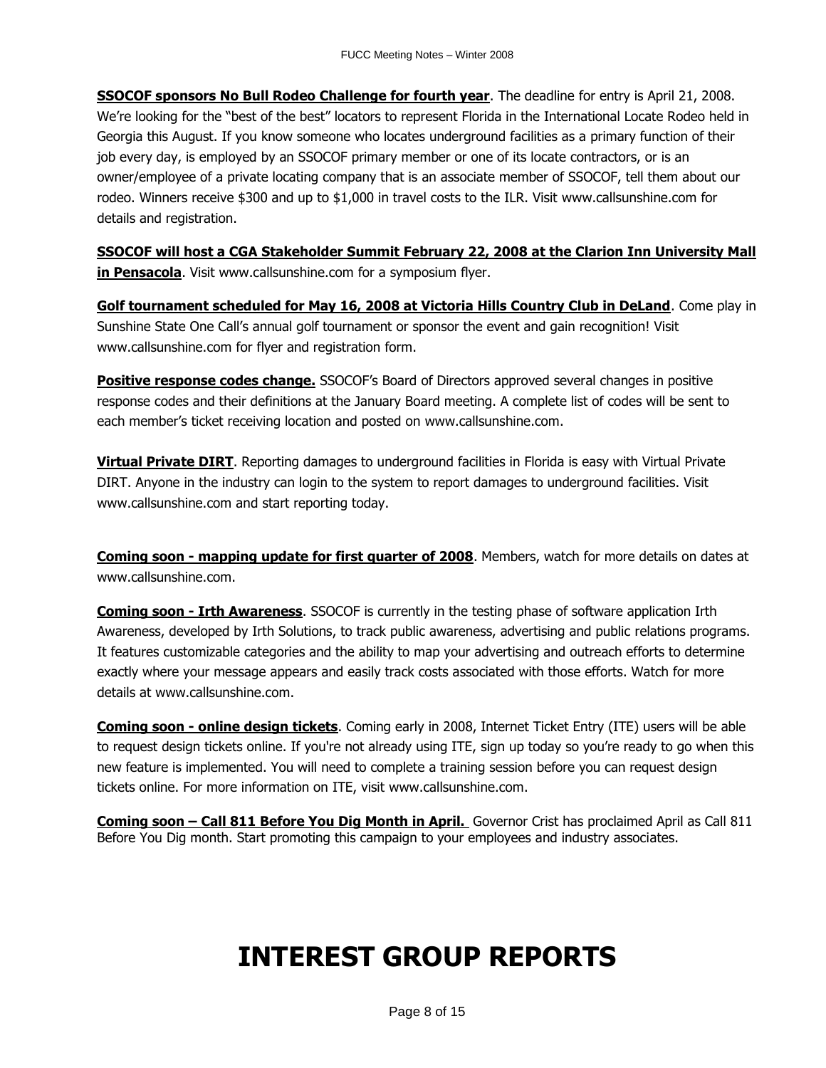**SSOCOF sponsors No Bull Rodeo Challenge for fourth year**. The deadline for entry is April 21, 2008. We're looking for the "best of the best" locators to represent Florida in the International Locate Rodeo held in Georgia this August. If you know someone who locates underground facilities as a primary function of their job every day, is employed by an SSOCOF primary member or one of its locate contractors, or is an owner/employee of a private locating company that is an associate member of SSOCOF, tell them about our rodeo. Winners receive $300 and up to $1,000 in travel costs to the ILR. Visit www.callsunshine.com for details and registration.

**SSOCOF will host a CGA Stakeholder Summit February 22, 2008 at the Clarion Inn University Mall in Pensacola**. Visit www.callsunshine.com for a symposium flyer.

**Golf tournament scheduled for May 16, 2008 at Victoria Hills Country Club in DeLand**. Come play in Sunshine State One Call's annual golf tournament or sponsor the event and gain recognition! Visit www.callsunshine.com for flyer and registration form.

**Positive response codes change.** SSOCOF's Board of Directors approved several changes in positive response codes and their definitions at the January Board meeting. A complete list of codes will be sent to each member's ticket receiving location and posted on www.callsunshine.com.

**Virtual Private DIRT**. Reporting damages to underground facilities in Florida is easy with Virtual Private DIRT. Anyone in the industry can login to the system to report damages to underground facilities. Visit www.callsunshine.com and start reporting today.

**Coming soon - mapping update for first quarter of 2008**. Members, watch for more details on dates at www.callsunshine.com.

**Coming soon - Irth Awareness**. SSOCOF is currently in the testing phase of software application Irth Awareness, developed by Irth Solutions, to track public awareness, advertising and public relations programs. It features customizable categories and the ability to map your advertising and outreach efforts to determine exactly where your message appears and easily track costs associated with those efforts. Watch for more details at www.callsunshine.com.

**Coming soon - online design tickets**. Coming early in 2008, Internet Ticket Entry (ITE) users will be able to request design tickets online. If you're not already using ITE, sign up today so you're ready to go when this new feature is implemented. You will need to complete a training session before you can request design tickets online. For more information on ITE, visit www.callsunshine.com.

**Coming soon – Call 811 Before You Dig Month in April.** Governor Crist has proclaimed April as Call 811 Before You Dig month. Start promoting this campaign to your employees and industry associates.

# INTEREST GROUP REPORTS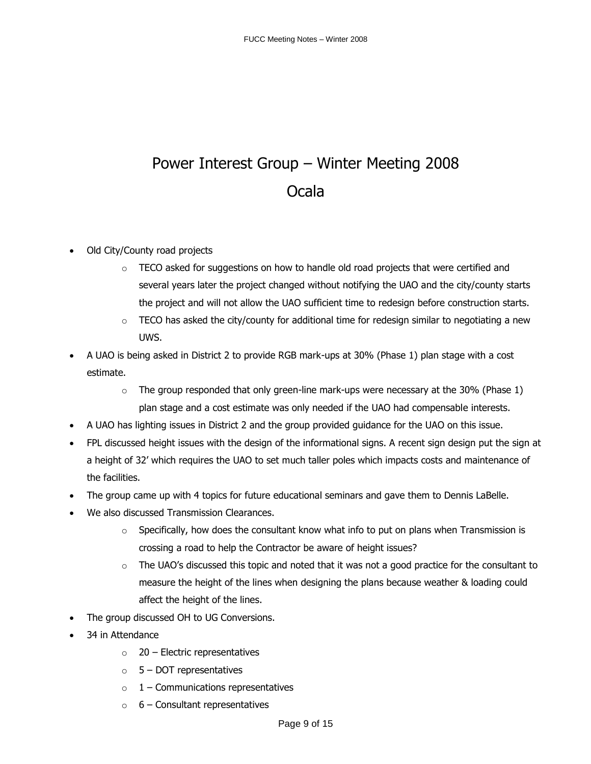# Power Interest Group – Winter Meeting 2008

## Ocala

- Old City/County road projects
  - TECO asked for suggestions on how to handle old road projects that were certified and several years later the project changed without notifying the UAO and the city/county starts the project and will not allow the UAO sufficient time to redesign before construction starts.
  - TECO has asked the city/county for additional time for redesign similar to negotiating a new UWS.
- A UAO is being asked in District 2 to provide RGB mark-ups at 30% (Phase 1) plan stage with a cost estimate.
  - The group responded that only green-line mark-ups were necessary at the 30% (Phase 1) plan stage and a cost estimate was only needed if the UAO had compensable interests.
- A UAO has lighting issues in District 2 and the group provided guidance for the UAO on this issue.
- FPL discussed height issues with the design of the informational signs. A recent sign design put the sign at a height of 32' which requires the UAO to set much taller poles which impacts costs and maintenance of the facilities.
- The group came up with 4 topics for future educational seminars and gave them to Dennis LaBelle.
- We also discussed Transmission Clearances.
  - Specifically, how does the consultant know what info to put on plans when Transmission is crossing a road to help the Contractor be aware of height issues?
  - The UAO's discussed this topic and noted that it was not a good practice for the consultant to measure the height of the lines when designing the plans because weather & loading could affect the height of the lines.
- The group discussed OH to UG Conversions.
- 34 in Attendance
  - 20 – Electric representatives
  - 5 – DOT representatives
  - 1 – Communications representatives
  - 6 – Consultant representatives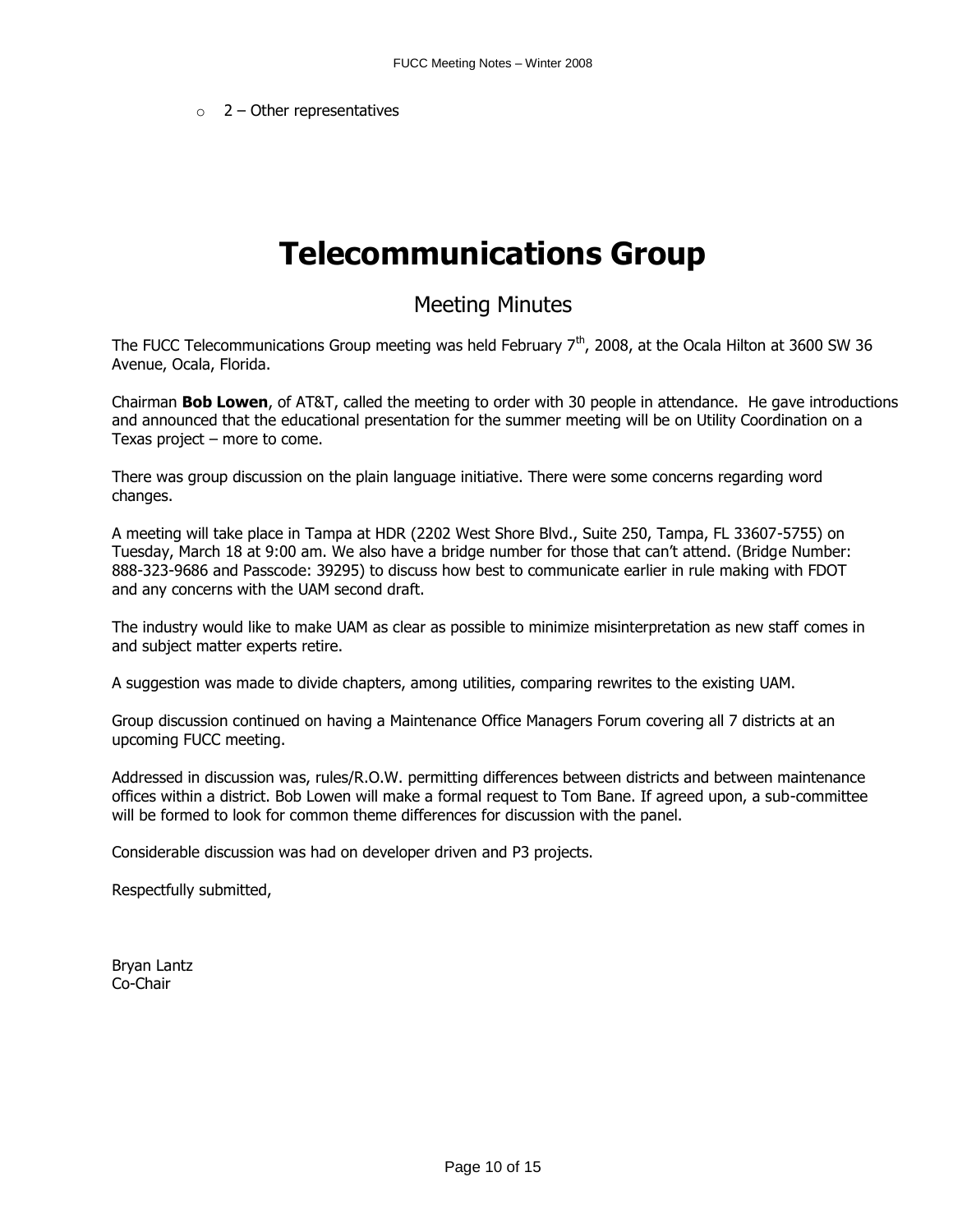- 2 – Other representatives

# Telecommunications Group

## Meeting Minutes

The FUCC Telecommunications Group meeting was held February 7th, 2008, at the Ocala Hilton at 3600 SW 36 Avenue, Ocala, Florida.

Chairman **Bob Lowen**, of AT&T, called the meeting to order with 30 people in attendance. He gave introductions and announced that the educational presentation for the summer meeting will be on Utility Coordination on a Texas project – more to come.

There was group discussion on the plain language initiative. There were some concerns regarding word changes.

A meeting will take place in Tampa at HDR (2202 West Shore Blvd., Suite 250, Tampa, FL 33607-5755) on Tuesday, March 18 at 9:00 am. We also have a bridge number for those that can't attend. (Bridge Number: 888-323-9686 and Passcode: 39295) to discuss how best to communicate earlier in rule making with FDOT and any concerns with the UAM second draft.

The industry would like to make UAM as clear as possible to minimize misinterpretation as new staff comes in and subject matter experts retire.

A suggestion was made to divide chapters, among utilities, comparing rewrites to the existing UAM.

Group discussion continued on having a Maintenance Office Managers Forum covering all 7 districts at an upcoming FUCC meeting.

Addressed in discussion was, rules/R.O.W. permitting differences between districts and between maintenance offices within a district. Bob Lowen will make a formal request to Tom Bane. If agreed upon, a sub-committee will be formed to look for common theme differences for discussion with the panel.

Considerable discussion was had on developer driven and P3 projects.

Respectfully submitted,

Bryan Lantz
Co-Chair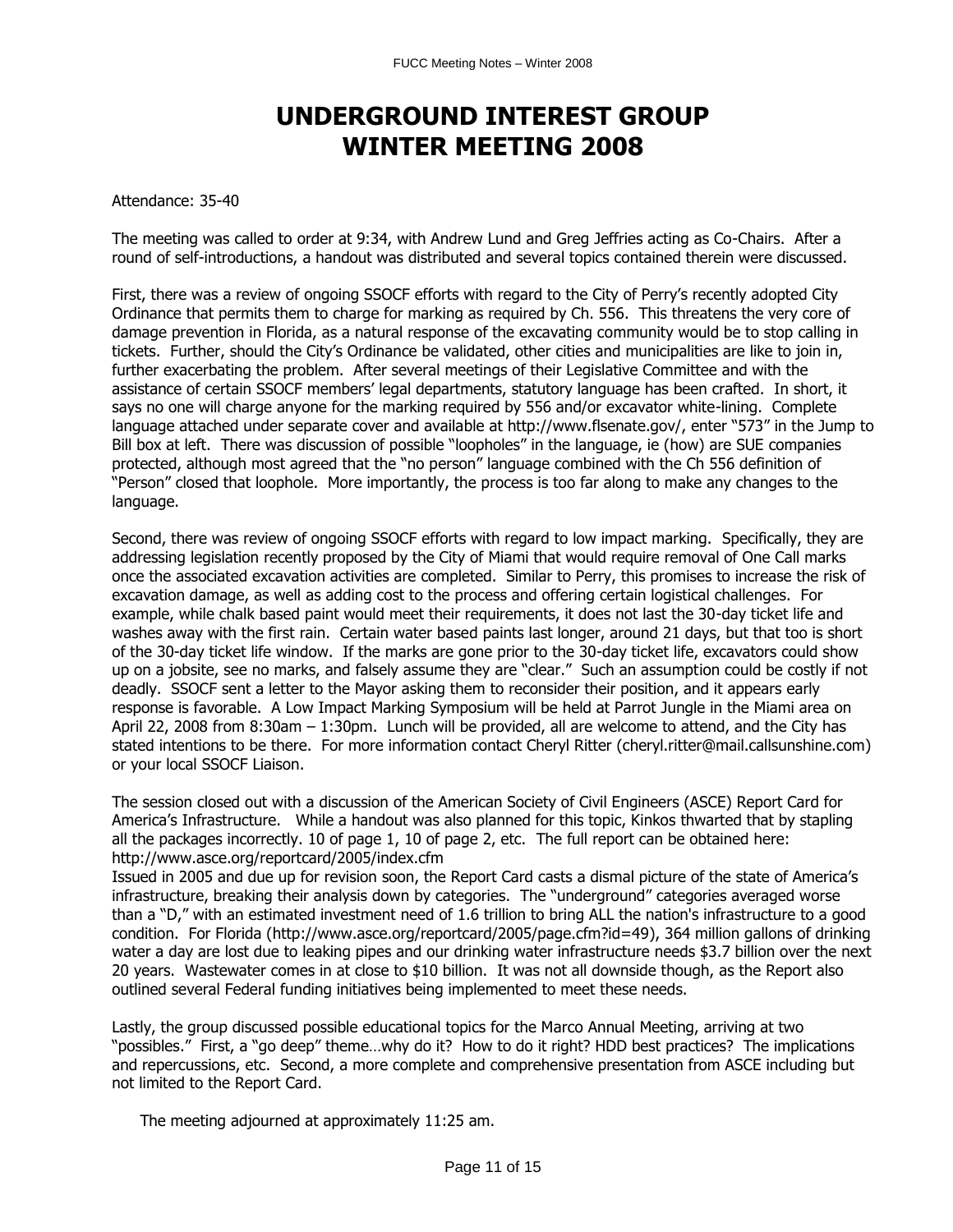# UNDERGROUND INTEREST GROUP WINTER MEETING 2008

Attendance: 35-40

The meeting was called to order at 9:34, with Andrew Lund and Greg Jeffries acting as Co-Chairs. After a round of self-introductions, a handout was distributed and several topics contained therein were discussed.

First, there was a review of ongoing SSOCF efforts with regard to the City of Perry's recently adopted City Ordinance that permits them to charge for marking as required by Ch. 556. This threatens the very core of damage prevention in Florida, as a natural response of the excavating community would be to stop calling in tickets. Further, should the City's Ordinance be validated, other cities and municipalities are like to join in, further exacerbating the problem. After several meetings of their Legislative Committee and with the assistance of certain SSOCF members' legal departments, statutory language has been crafted. In short, it says no one will charge anyone for the marking required by 556 and/or excavator white-lining. Complete language attached under separate cover and available at http://www.flsenate.gov/, enter "573" in the Jump to Bill box at left. There was discussion of possible "loopholes" in the language, ie (how) are SUE companies protected, although most agreed that the "no person" language combined with the Ch 556 definition of "Person" closed that loophole. More importantly, the process is too far along to make any changes to the language.

Second, there was review of ongoing SSOCF efforts with regard to low impact marking. Specifically, they are addressing legislation recently proposed by the City of Miami that would require removal of One Call marks once the associated excavation activities are completed. Similar to Perry, this promises to increase the risk of excavation damage, as well as adding cost to the process and offering certain logistical challenges. For example, while chalk based paint would meet their requirements, it does not last the 30-day ticket life and washes away with the first rain. Certain water based paints last longer, around 21 days, but that too is short of the 30-day ticket life window. If the marks are gone prior to the 30-day ticket life, excavators could show up on a jobsite, see no marks, and falsely assume they are "clear." Such an assumption could be costly if not deadly. SSOCF sent a letter to the Mayor asking them to reconsider their position, and it appears early response is favorable. A Low Impact Marking Symposium will be held at Parrot Jungle in the Miami area on April 22, 2008 from 8:30am – 1:30pm. Lunch will be provided, all are welcome to attend, and the City has stated intentions to be there. For more information contact Cheryl Ritter (cheryl.ritter@mail.callsunshine.com) or your local SSOCF Liaison.

The session closed out with a discussion of the American Society of Civil Engineers (ASCE) Report Card for America's Infrastructure. While a handout was also planned for this topic, Kinkos thwarted that by stapling all the packages incorrectly. 10 of page 1, 10 of page 2, etc. The full report can be obtained here: http://www.asce.org/reportcard/2005/index.cfm
Issued in 2005 and due up for revision soon, the Report Card casts a dismal picture of the state of America's infrastructure, breaking their analysis down by categories. The "underground" categories averaged worse than a "D," with an estimated investment need of 1.6 trillion to bring ALL the nation's infrastructure to a good condition. For Florida (http://www.asce.org/reportcard/2005/page.cfm?id=49), 364 million gallons of drinking water a day are lost due to leaking pipes and our drinking water infrastructure needs $3.7 billion over the next 20 years. Wastewater comes in at close to $10 billion. It was not all downside though, as the Report also outlined several Federal funding initiatives being implemented to meet these needs.

Lastly, the group discussed possible educational topics for the Marco Annual Meeting, arriving at two "possibles." First, a "go deep" theme…why do it? How to do it right? HDD best practices? The implications and repercussions, etc. Second, a more complete and comprehensive presentation from ASCE including but not limited to the Report Card.

The meeting adjourned at approximately 11:25 am.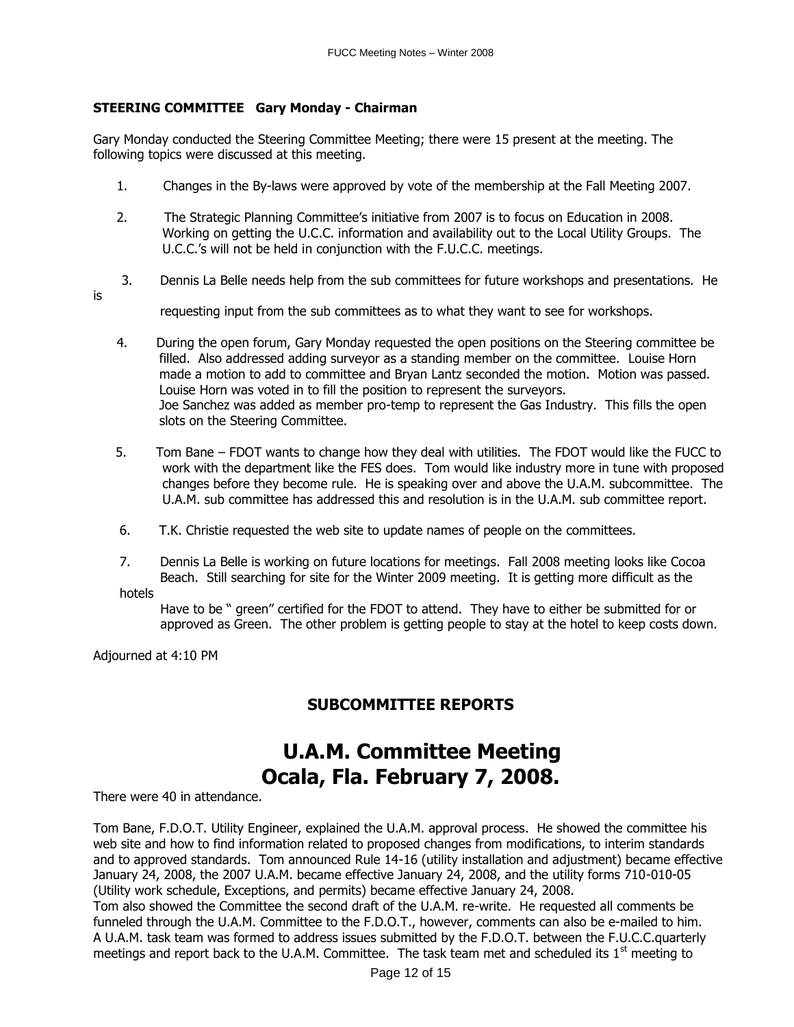**STEERING COMMITTEE   Gary Monday - Chairman**

Gary Monday conducted the Steering Committee Meeting; there were 15 present at the meeting. The following topics were discussed at this meeting.

1. Changes in the By-laws were approved by vote of the membership at the Fall Meeting 2007.

2. The Strategic Planning Committee's initiative from 2007 is to focus on Education in 2008. Working on getting the U.C.C. information and availability out to the Local Utility Groups. The U.C.C.'s will not be held in conjunction with the F.U.C.C. meetings.

3. Dennis La Belle needs help from the sub committees for future workshops and presentations. He is requesting input from the sub committees as to what they want to see for workshops.

4. During the open forum, Gary Monday requested the open positions on the Steering committee be filled. Also addressed adding surveyor as a standing member on the committee. Louise Horn made a motion to add to committee and Bryan Lantz seconded the motion. Motion was passed. Louise Horn was voted in to fill the position to represent the surveyors. Joe Sanchez was added as member pro-temp to represent the Gas Industry. This fills the open slots on the Steering Committee.

5. Tom Bane – FDOT wants to change how they deal with utilities. The FDOT would like the FUCC to work with the department like the FES does. Tom would like industry more in tune with proposed changes before they become rule. He is speaking over and above the U.A.M. subcommittee. The U.A.M. sub committee has addressed this and resolution is in the U.A.M. sub committee report.

6. T.K. Christie requested the web site to update names of people on the committees.

7. Dennis La Belle is working on future locations for meetings. Fall 2008 meeting looks like Cocoa Beach. Still searching for site for the Winter 2009 meeting. It is getting more difficult as the hotels Have to be " green" certified for the FDOT to attend. They have to either be submitted for or approved as Green. The other problem is getting people to stay at the hotel to keep costs down.

Adjourned at 4:10 PM

## SUBCOMMITTEE REPORTS

# U.A.M. Committee Meeting
# Ocala, Fla. February 7, 2008.

There were 40 in attendance.

Tom Bane, F.D.O.T. Utility Engineer, explained the U.A.M. approval process. He showed the committee his web site and how to find information related to proposed changes from modifications, to interim standards and to approved standards. Tom announced Rule 14-16 (utility installation and adjustment) became effective January 24, 2008, the 2007 U.A.M. became effective January 24, 2008, and the utility forms 710-010-05 (Utility work schedule, Exceptions, and permits) became effective January 24, 2008.
Tom also showed the Committee the second draft of the U.A.M. re-write. He requested all comments be funneled through the U.A.M. Committee to the F.D.O.T., however, comments can also be e-mailed to him.
A U.A.M. task team was formed to address issues submitted by the F.D.O.T. between the F.U.C.C.quarterly meetings and report back to the U.A.M. Committee. The task team met and scheduled its 1st meeting to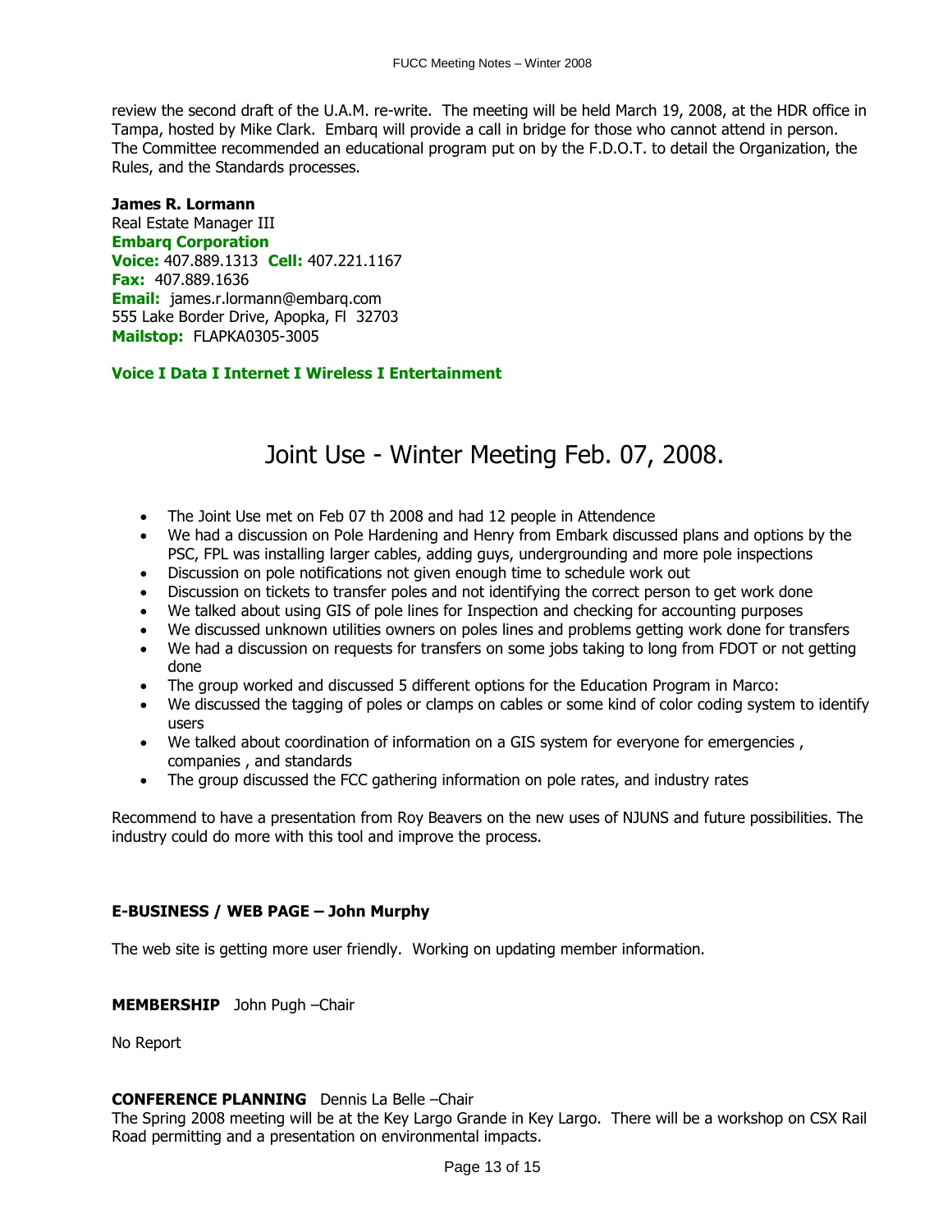review the second draft of the U.A.M. re-write. The meeting will be held March 19, 2008, at the HDR office in Tampa, hosted by Mike Clark. Embarq will provide a call in bridge for those who cannot attend in person. The Committee recommended an educational program put on by the F.D.O.T. to detail the Organization, the Rules, and the Standards processes.

**James R. Lormann**
Real Estate Manager III
**Embarq Corporation**
**Voice:** 407.889.1313 **Cell:** 407.221.1167
**Fax:** 407.889.1636
**Email:** james.r.lormann@embarq.com
555 Lake Border Drive, Apopka, Fl 32703
**Mailstop:** FLAPKA0305-3005

**Voice I Data I Internet I Wireless I Entertainment**

# Joint Use - Winter Meeting Feb. 07, 2008.

- The Joint Use met on Feb 07 th 2008 and had 12 people in Attendence
- We had a discussion on Pole Hardening and Henry from Embark discussed plans and options by the PSC, FPL was installing larger cables, adding guys, undergrounding and more pole inspections
- Discussion on pole notifications not given enough time to schedule work out
- Discussion on tickets to transfer poles and not identifying the correct person to get work done
- We talked about using GIS of pole lines for Inspection and checking for accounting purposes
- We discussed unknown utilities owners on poles lines and problems getting work done for transfers
- We had a discussion on requests for transfers on some jobs taking to long from FDOT or not getting done
- The group worked and discussed 5 different options for the Education Program in Marco:
- We discussed the tagging of poles or clamps on cables or some kind of color coding system to identify users
- We talked about coordination of information on a GIS system for everyone for emergencies , companies , and standards
- The group discussed the FCC gathering information on pole rates, and industry rates

Recommend to have a presentation from Roy Beavers on the new uses of NJUNS and future possibilities. The industry could do more with this tool and improve the process.

**E-BUSINESS / WEB PAGE – John Murphy**

The web site is getting more user friendly. Working on updating member information.

**MEMBERSHIP** John Pugh –Chair

No Report

**CONFERENCE PLANNING** Dennis La Belle –Chair
The Spring 2008 meeting will be at the Key Largo Grande in Key Largo. There will be a workshop on CSX Rail Road permitting and a presentation on environmental impacts.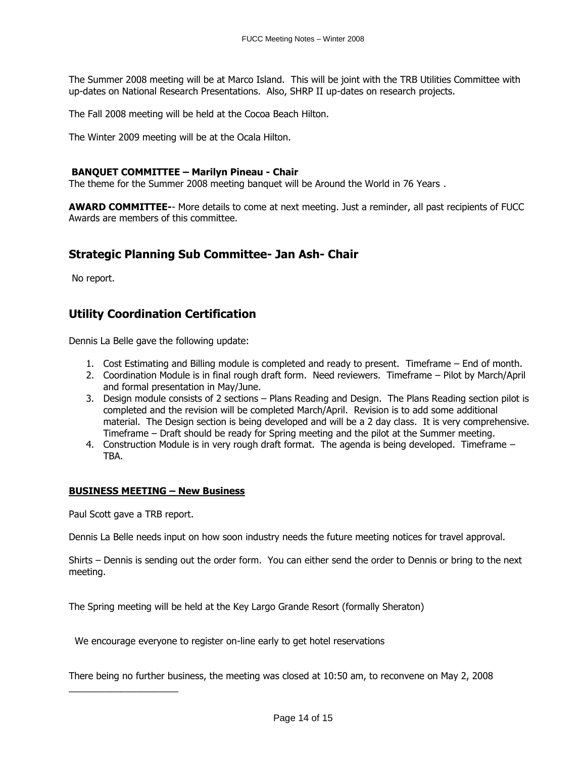The Summer 2008 meeting will be at Marco Island. This will be joint with the TRB Utilities Committee with up-dates on National Research Presentations. Also, SHRP II up-dates on research projects.

The Fall 2008 meeting will be held at the Cocoa Beach Hilton.

The Winter 2009 meeting will be at the Ocala Hilton.

**BANQUET COMMITTEE – Marilyn Pineau - Chair**

The theme for the Summer 2008 meeting banquet will be Around the World in 76 Years .

**AWARD COMMITTEE-**- More details to come at next meeting. Just a reminder, all past recipients of FUCC Awards are members of this committee.

## Strategic Planning Sub Committee- Jan Ash- Chair

No report.

## Utility Coordination Certification

Dennis La Belle gave the following update:

1. Cost Estimating and Billing module is completed and ready to present. Timeframe – End of month.
2. Coordination Module is in final rough draft form. Need reviewers. Timeframe – Pilot by March/April and formal presentation in May/June.
3. Design module consists of 2 sections – Plans Reading and Design. The Plans Reading section pilot is completed and the revision will be completed March/April. Revision is to add some additional material. The Design section is being developed and will be a 2 day class. It is very comprehensive. Timeframe – Draft should be ready for Spring meeting and the pilot at the Summer meeting.
4. Construction Module is in very rough draft format. The agenda is being developed. Timeframe – TBA.

**BUSINESS MEETING – New Business**

Paul Scott gave a TRB report.

Dennis La Belle needs input on how soon industry needs the future meeting notices for travel approval.

Shirts – Dennis is sending out the order form. You can either send the order to Dennis or bring to the next meeting.

The Spring meeting will be held at the Key Largo Grande Resort (formally Sheraton)

We encourage everyone to register on-line early to get hotel reservations

There being no further business, the meeting was closed at 10:50 am, to reconvene on May 2, 2008

\_\_\_\_\_\_\_\_\_\_\_\_\_\_\_\_\_\_\_\_\_\_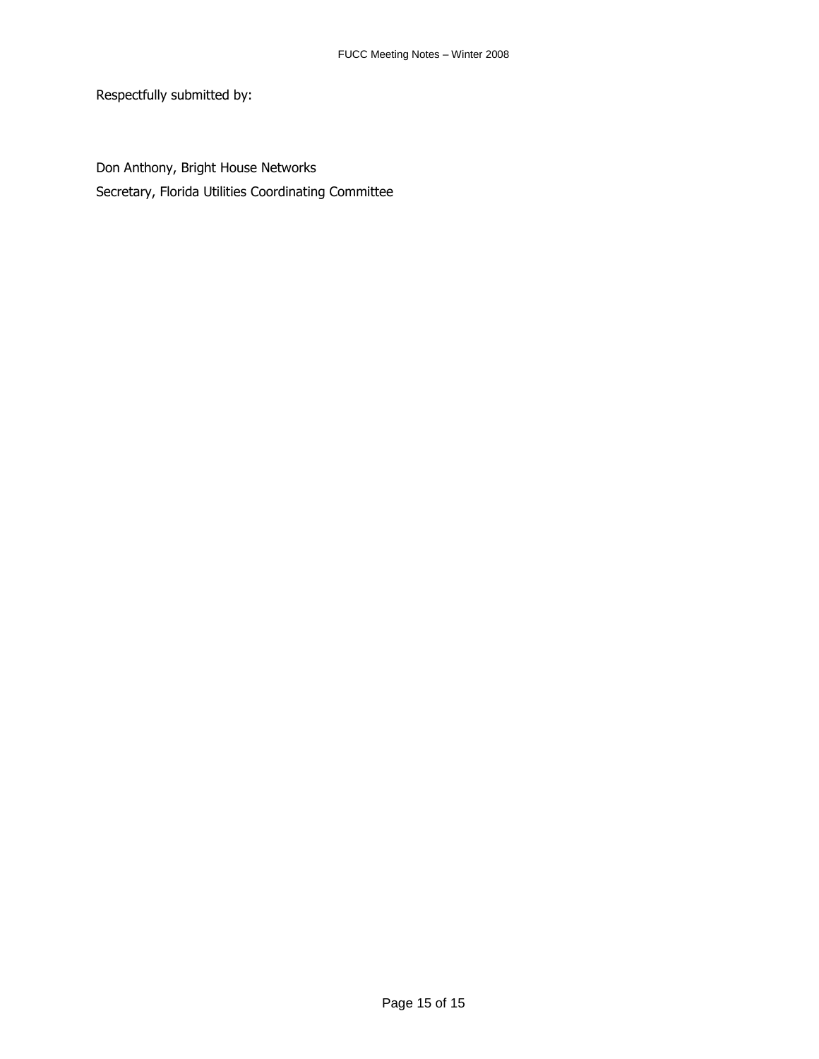Respectfully submitted by:

Don Anthony, Bright House Networks

Secretary, Florida Utilities Coordinating Committee